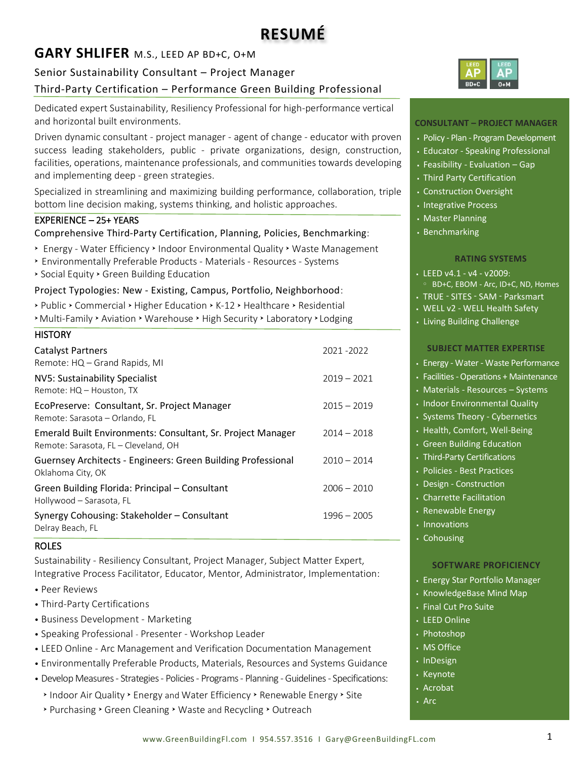# RESUMÉ

## GARY SHLIFER M.S., LEED AP BD+C, O+M

Senior Sustainability Consultant – Project Manager

Third-Party Certification – Performance Green Building Professional

Dedicated expert Sustainability, Resiliency Professional for high-performance vertical and horizontal built environments.

Driven dynamic consultant - project manager - agent of change - educator with proven success leading stakeholders, public - private organizations, design, construction, facilities, operations, maintenance professionals, and communities towards developing and implementing deep - green strategies.

Specialized in streamlining and maximizing building performance, collaboration, triple bottom line decision making, systems thinking, and holistic approaches.

### EXPERIENCE – 25+ YEARS

Comprehensive Third-Party Certification, Planning, Policies, Benchmarking:

- ‣ Energy - Water Efficiency ‣ Indoor Environmental Quality ‣ Waste Management
- ‣ Environmentally Preferable Products - Materials - Resources - Systems
- ‣ Social Equity ‣ Green Building Education

Project Typologies: New - Existing, Campus, Portfolio, Neighborhood:

- ‣ Public ‣ Commercial ‣ Higher Education ‣ K-12 ‣ Healthcare ‣ Residential
- ‣ Multi-Family ‣ Aviation ‣ Warehouse ‣ High Security ‣ Laboratory ‣ Lodging

### HISTORY

| | |
|---|---|
| Catalyst Partners<br>Remote: HQ – Grand Rapids, MI | 2021 -2022 |
| NV5: Sustainability Specialist<br>Remote: HQ – Houston, TX | 2019 – 2021 |
| EcoPreserve: Consultant, Sr. Project Manager<br>Remote: Sarasota – Orlando, FL | 2015 – 2019 |
| Emerald Built Environments: Consultant, Sr. Project Manager<br>Remote: Sarasota, FL – Cleveland, OH | 2014 – 2018 |
| Guernsey Architects - Engineers: Green Building Professional<br>Oklahoma City, OK | 2010 – 2014 |
| Green Building Florida: Principal – Consultant<br>Hollywood – Sarasota, FL | 2006 – 2010 |
| Synergy Cohousing: Stakeholder – Consultant<br>Delray Beach, FL | 1996 – 2005 |

### ROLES

Sustainability - Resiliency Consultant, Project Manager, Subject Matter Expert, Integrative Process Facilitator, Educator, Mentor, Administrator, Implementation:

- Peer Reviews
- Third-Party Certifications
- Business Development - Marketing
- Speaking Professional - Presenter - Workshop Leader
- LEED Online - Arc Management and Verification Documentation Management
- Environmentally Preferable Products, Materials, Resources and Systems Guidance
- Develop Measures - Strategies - Policies - Programs - Planning - Guidelines - Specifications:
  - ‣ Indoor Air Quality ‣ Energy and Water Efficiency ‣ Renewable Energy ‣ Site
  - ‣ Purchasing ‣ Green Cleaning ‣ Waste and Recycling ‣ Outreach

LEED AP BD+C | LEED AP O+M

### CONSULTANT – PROJECT MANAGER

- Policy - Plan - Program Development
- Educator - Speaking Professional
- Feasibility - Evaluation – Gap
- Third Party Certification
- Construction Oversight
- Integrative Process
- Master Planning
- Benchmarking

### RATING SYSTEMS

- LEED v4.1 - v4 - v2009:
  - BD+C, EBOM - Arc, ID+C, ND, Homes
- TRUE - SITES - SAM - Parksmart
- WELL v2 - WELL Health Safety
- Living Building Challenge

### SUBJECT MATTER EXPERTISE

- Energy - Water - Waste Performance
- Facilities - Operations + Maintenance
- Materials - Resources – Systems
- Indoor Environmental Quality
- Systems Theory - Cybernetics
- Health, Comfort, Well-Being
- Green Building Education
- Third-Party Certifications
- Policies - Best Practices
- Design - Construction
- Charrette Facilitation
- Renewable Energy
- Innovations
- Cohousing

### SOFTWARE PROFICIENCY

- Energy Star Portfolio Manager
- KnowledgeBase Mind Map
- Final Cut Pro Suite
- LEED Online
- Photoshop
- MS Office
- InDesign
- Keynote
- Acrobat
- Arc

www.GreenBuildingFl.com | 954.557.3516 | Gary@GreenBuildingFL.com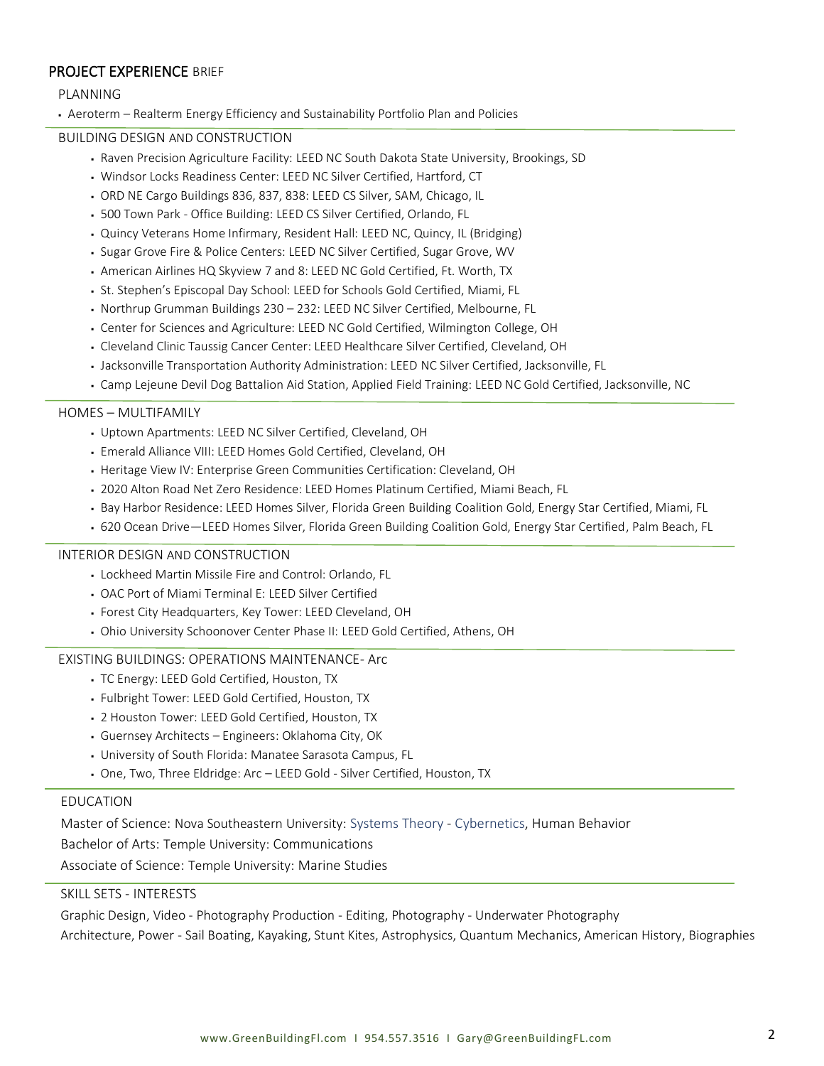## PROJECT EXPERIENCE BRIEF

### PLANNING

- Aeroterm – Realterm Energy Efficiency and Sustainability Portfolio Plan and Policies

### BUILDING DESIGN AND CONSTRUCTION

- Raven Precision Agriculture Facility: LEED NC South Dakota State University, Brookings, SD
- Windsor Locks Readiness Center: LEED NC Silver Certified, Hartford, CT
- ORD NE Cargo Buildings 836, 837, 838: LEED CS Silver, SAM, Chicago, IL
- 500 Town Park - Office Building: LEED CS Silver Certified, Orlando, FL
- Quincy Veterans Home Infirmary, Resident Hall: LEED NC, Quincy, IL (Bridging)
- Sugar Grove Fire & Police Centers: LEED NC Silver Certified, Sugar Grove, WV
- American Airlines HQ Skyview 7 and 8: LEED NC Gold Certified, Ft. Worth, TX
- St. Stephen's Episcopal Day School: LEED for Schools Gold Certified, Miami, FL
- Northrup Grumman Buildings 230 – 232: LEED NC Silver Certified, Melbourne, FL
- Center for Sciences and Agriculture: LEED NC Gold Certified, Wilmington College, OH
- Cleveland Clinic Taussig Cancer Center: LEED Healthcare Silver Certified, Cleveland, OH
- Jacksonville Transportation Authority Administration: LEED NC Silver Certified, Jacksonville, FL
- Camp Lejeune Devil Dog Battalion Aid Station, Applied Field Training: LEED NC Gold Certified, Jacksonville, NC

### HOMES – MULTIFAMILY

- Uptown Apartments: LEED NC Silver Certified, Cleveland, OH
- Emerald Alliance VIII: LEED Homes Gold Certified, Cleveland, OH
- Heritage View IV: Enterprise Green Communities Certification: Cleveland, OH
- 2020 Alton Road Net Zero Residence: LEED Homes Platinum Certified, Miami Beach, FL
- Bay Harbor Residence: LEED Homes Silver, Florida Green Building Coalition Gold, Energy Star Certified, Miami, FL
- 620 Ocean Drive—LEED Homes Silver, Florida Green Building Coalition Gold, Energy Star Certified, Palm Beach, FL

### INTERIOR DESIGN AND CONSTRUCTION

- Lockheed Martin Missile Fire and Control: Orlando, FL
- OAC Port of Miami Terminal E: LEED Silver Certified
- Forest City Headquarters, Key Tower: LEED Cleveland, OH
- Ohio University Schoonover Center Phase II: LEED Gold Certified, Athens, OH

### EXISTING BUILDINGS: OPERATIONS MAINTENANCE- Arc

- TC Energy: LEED Gold Certified, Houston, TX
- Fulbright Tower: LEED Gold Certified, Houston, TX
- 2 Houston Tower: LEED Gold Certified, Houston, TX
- Guernsey Architects – Engineers: Oklahoma City, OK
- University of South Florida: Manatee Sarasota Campus, FL
- One, Two, Three Eldridge: Arc – LEED Gold - Silver Certified, Houston, TX

### EDUCATION

Master of Science: Nova Southeastern University: Systems Theory - Cybernetics, Human Behavior

Bachelor of Arts: Temple University: Communications

Associate of Science: Temple University: Marine Studies

### SKILL SETS - INTERESTS

Graphic Design, Video - Photography Production - Editing, Photography - Underwater Photography

Architecture, Power - Sail Boating, Kayaking, Stunt Kites, Astrophysics, Quantum Mechanics, American History, Biographies

www.GreenBuildingFl.com I 954.557.3516 I Gary@GreenBuildingFL.com